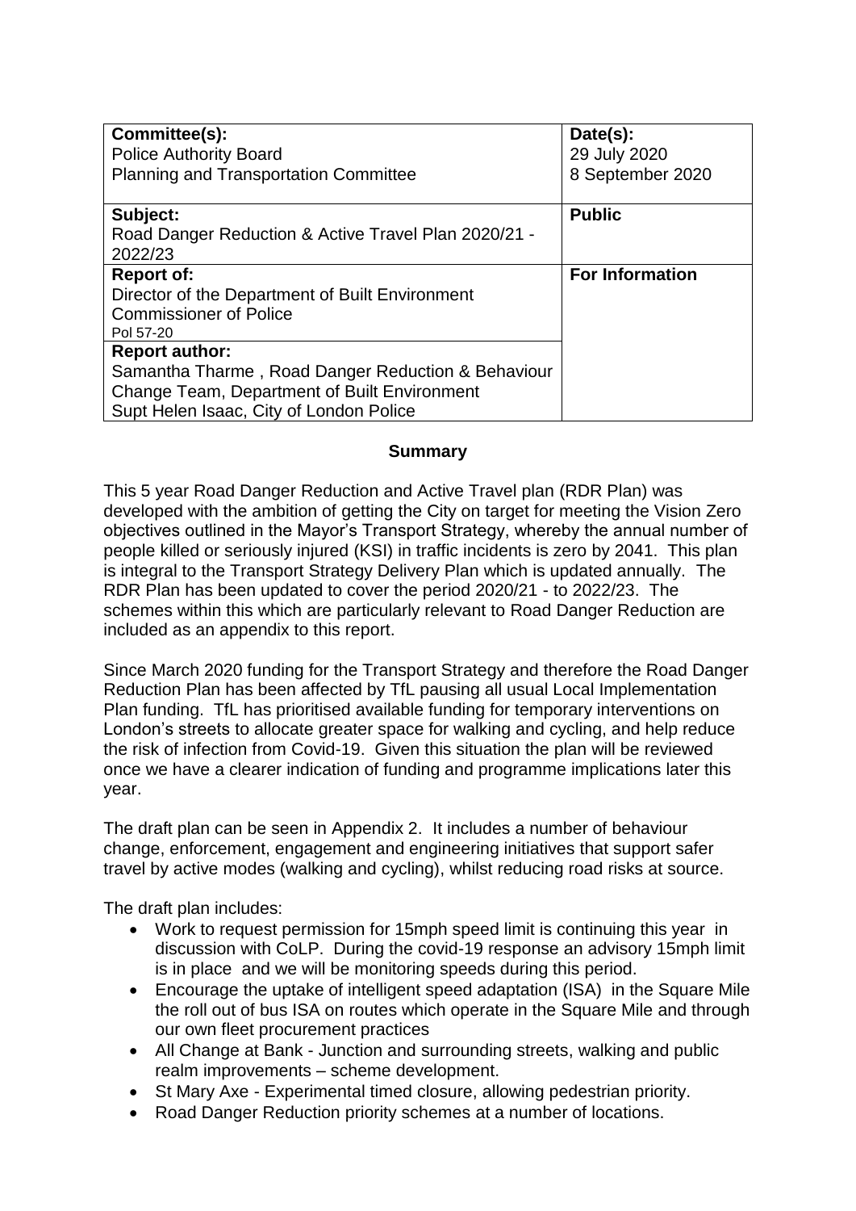| Committee(s):<br>Police Authority Board<br>Planning and Transportation Committee | Date(s):<br>29 July 2020<br>8 September 2020 |
|---|---|
| **Subject:**<br>Road Danger Reduction & Active Travel Plan 2020/21 - 2022/23 | **Public** |
| **Report of:**<br>Director of the Department of Built Environment<br>Commissioner of Police<br>Pol 57-20 | **For Information** |
| **Report author:**<br>Samantha Tharme , Road Danger Reduction & Behaviour Change Team, Department of Built Environment<br>Supt Helen Isaac, City of London Police | |

## Summary

This 5 year Road Danger Reduction and Active Travel plan (RDR Plan) was developed with the ambition of getting the City on target for meeting the Vision Zero objectives outlined in the Mayor's Transport Strategy, whereby the annual number of people killed or seriously injured (KSI) in traffic incidents is zero by 2041. This plan is integral to the Transport Strategy Delivery Plan which is updated annually. The RDR Plan has been updated to cover the period 2020/21 - to 2022/23. The schemes within this which are particularly relevant to Road Danger Reduction are included as an appendix to this report.

Since March 2020 funding for the Transport Strategy and therefore the Road Danger Reduction Plan has been affected by TfL pausing all usual Local Implementation Plan funding. TfL has prioritised available funding for temporary interventions on London's streets to allocate greater space for walking and cycling, and help reduce the risk of infection from Covid-19. Given this situation the plan will be reviewed once we have a clearer indication of funding and programme implications later this year.

The draft plan can be seen in Appendix 2. It includes a number of behaviour change, enforcement, engagement and engineering initiatives that support safer travel by active modes (walking and cycling), whilst reducing road risks at source.

The draft plan includes:

- Work to request permission for 15mph speed limit is continuing this year in discussion with CoLP. During the covid-19 response an advisory 15mph limit is in place and we will be monitoring speeds during this period.
- Encourage the uptake of intelligent speed adaptation (ISA) in the Square Mile the roll out of bus ISA on routes which operate in the Square Mile and through our own fleet procurement practices
- All Change at Bank - Junction and surrounding streets, walking and public realm improvements – scheme development.
- St Mary Axe - Experimental timed closure, allowing pedestrian priority.
- Road Danger Reduction priority schemes at a number of locations.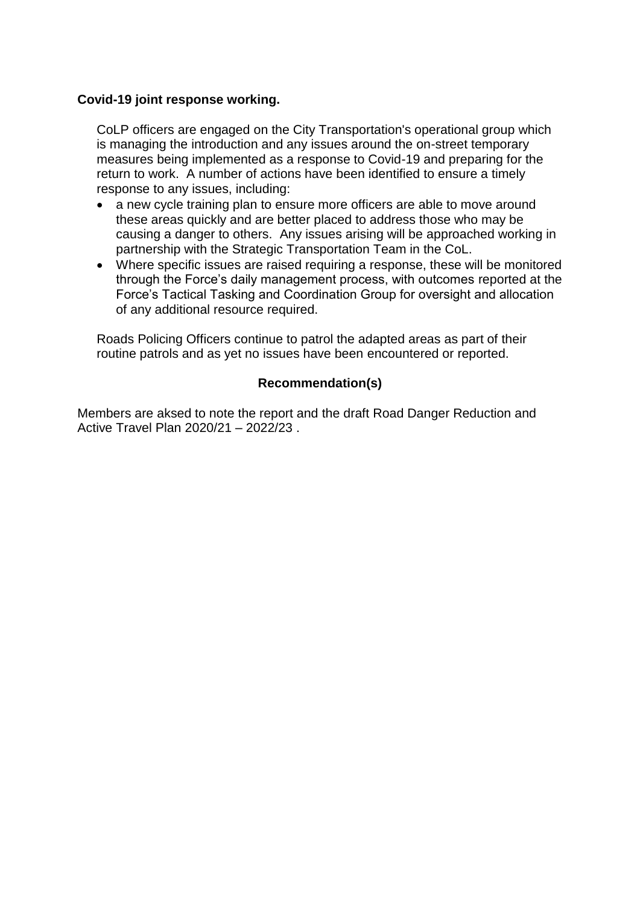**Covid-19 joint response working.**

CoLP officers are engaged on the City Transportation's operational group which is managing the introduction and any issues around the on-street temporary measures being implemented as a response to Covid-19 and preparing for the return to work. A number of actions have been identified to ensure a timely response to any issues, including:

- a new cycle training plan to ensure more officers are able to move around these areas quickly and are better placed to address those who may be causing a danger to others. Any issues arising will be approached working in partnership with the Strategic Transportation Team in the CoL.
- Where specific issues are raised requiring a response, these will be monitored through the Force's daily management process, with outcomes reported at the Force's Tactical Tasking and Coordination Group for oversight and allocation of any additional resource required.

Roads Policing Officers continue to patrol the adapted areas as part of their routine patrols and as yet no issues have been encountered or reported.

**Recommendation(s)**

Members are aksed to note the report and the draft Road Danger Reduction and Active Travel Plan 2020/21 – 2022/23 .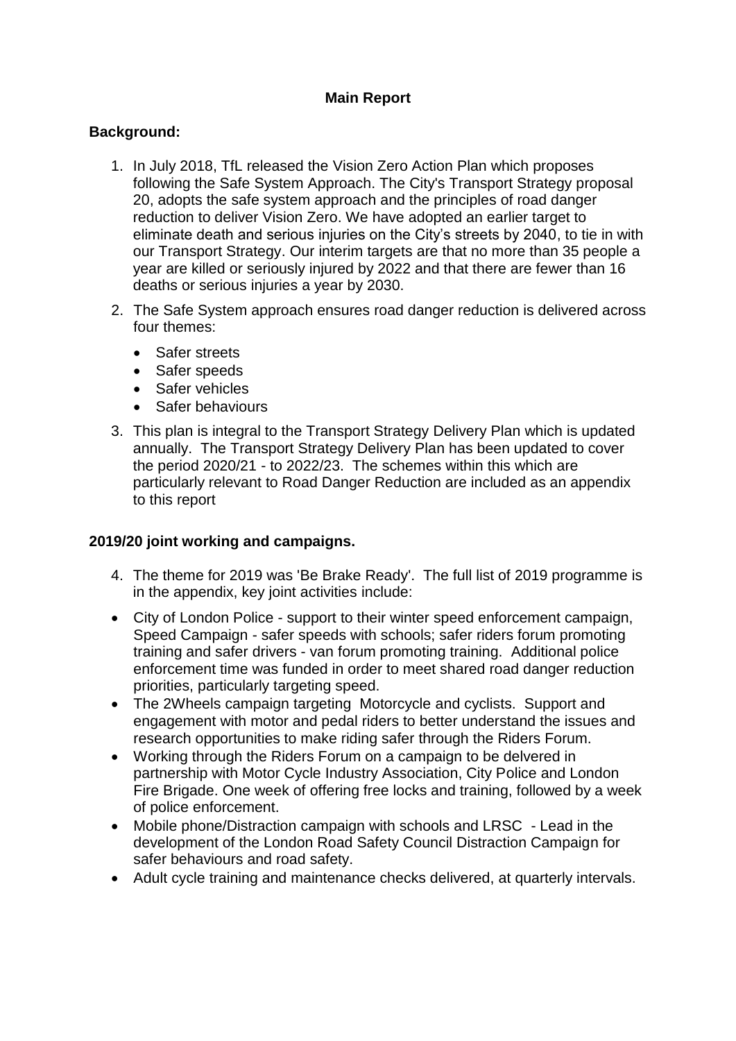## Main Report

**Background:**

1. In July 2018, TfL released the Vision Zero Action Plan which proposes following the Safe System Approach. The City's Transport Strategy proposal 20, adopts the safe system approach and the principles of road danger reduction to deliver Vision Zero. We have adopted an earlier target to eliminate death and serious injuries on the City's streets by 2040, to tie in with our Transport Strategy. Our interim targets are that no more than 35 people a year are killed or seriously injured by 2022 and that there are fewer than 16 deaths or serious injuries a year by 2030.
2. The Safe System approach ensures road danger reduction is delivered across four themes:
   - Safer streets
   - Safer speeds
   - Safer vehicles
   - Safer behaviours
3. This plan is integral to the Transport Strategy Delivery Plan which is updated annually. The Transport Strategy Delivery Plan has been updated to cover the period 2020/21 - to 2022/23. The schemes within this which are particularly relevant to Road Danger Reduction are included as an appendix to this report

**2019/20 joint working and campaigns.**

4. The theme for 2019 was 'Be Brake Ready'. The full list of 2019 programme is in the appendix, key joint activities include:

- City of London Police - support to their winter speed enforcement campaign, Speed Campaign - safer speeds with schools; safer riders forum promoting training and safer drivers - van forum promoting training. Additional police enforcement time was funded in order to meet shared road danger reduction priorities, particularly targeting speed.
- The 2Wheels campaign targeting Motorcycle and cyclists. Support and engagement with motor and pedal riders to better understand the issues and research opportunities to make riding safer through the Riders Forum.
- Working through the Riders Forum on a campaign to be delvered in partnership with Motor Cycle Industry Association, City Police and London Fire Brigade. One week of offering free locks and training, followed by a week of police enforcement.
- Mobile phone/Distraction campaign with schools and LRSC - Lead in the development of the London Road Safety Council Distraction Campaign for safer behaviours and road safety.
- Adult cycle training and maintenance checks delivered, at quarterly intervals.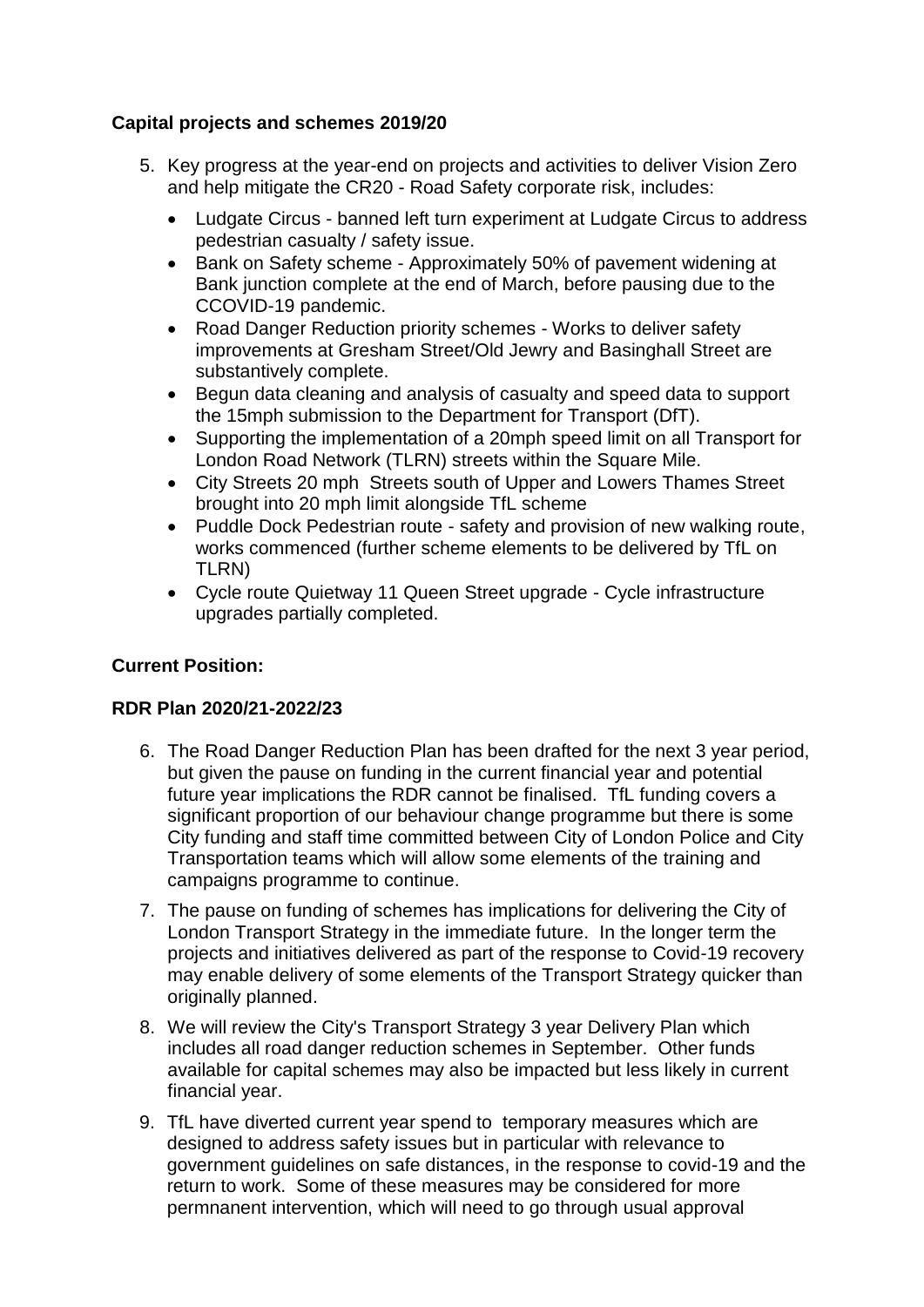**Capital projects and schemes 2019/20**

5. Key progress at the year-end on projects and activities to deliver Vision Zero and help mitigate the CR20 - Road Safety corporate risk, includes:

    - Ludgate Circus - banned left turn experiment at Ludgate Circus to address pedestrian casualty / safety issue.
    - Bank on Safety scheme - Approximately 50% of pavement widening at Bank junction complete at the end of March, before pausing due to the CCOVID-19 pandemic.
    - Road Danger Reduction priority schemes - Works to deliver safety improvements at Gresham Street/Old Jewry and Basinghall Street are substantively complete.
    - Begun data cleaning and analysis of casualty and speed data to support the 15mph submission to the Department for Transport (DfT).
    - Supporting the implementation of a 20mph speed limit on all Transport for London Road Network (TLRN) streets within the Square Mile.
    - City Streets 20 mph Streets south of Upper and Lowers Thames Street brought into 20 mph limit alongside TfL scheme
    - Puddle Dock Pedestrian route - safety and provision of new walking route, works commenced (further scheme elements to be delivered by TfL on TLRN)
    - Cycle route Quietway 11 Queen Street upgrade - Cycle infrastructure upgrades partially completed.

**Current Position:**

**RDR Plan 2020/21-2022/23**

6. The Road Danger Reduction Plan has been drafted for the next 3 year period, but given the pause on funding in the current financial year and potential future year implications the RDR cannot be finalised. TfL funding covers a significant proportion of our behaviour change programme but there is some City funding and staff time committed between City of London Police and City Transportation teams which will allow some elements of the training and campaigns programme to continue.

7. The pause on funding of schemes has implications for delivering the City of London Transport Strategy in the immediate future. In the longer term the projects and initiatives delivered as part of the response to Covid-19 recovery may enable delivery of some elements of the Transport Strategy quicker than originally planned.

8. We will review the City's Transport Strategy 3 year Delivery Plan which includes all road danger reduction schemes in September. Other funds available for capital schemes may also be impacted but less likely in current financial year.

9. TfL have diverted current year spend to temporary measures which are designed to address safety issues but in particular with relevance to government guidelines on safe distances, in the response to covid-19 and the return to work. Some of these measures may be considered for more permnanent intervention, which will need to go through usual approval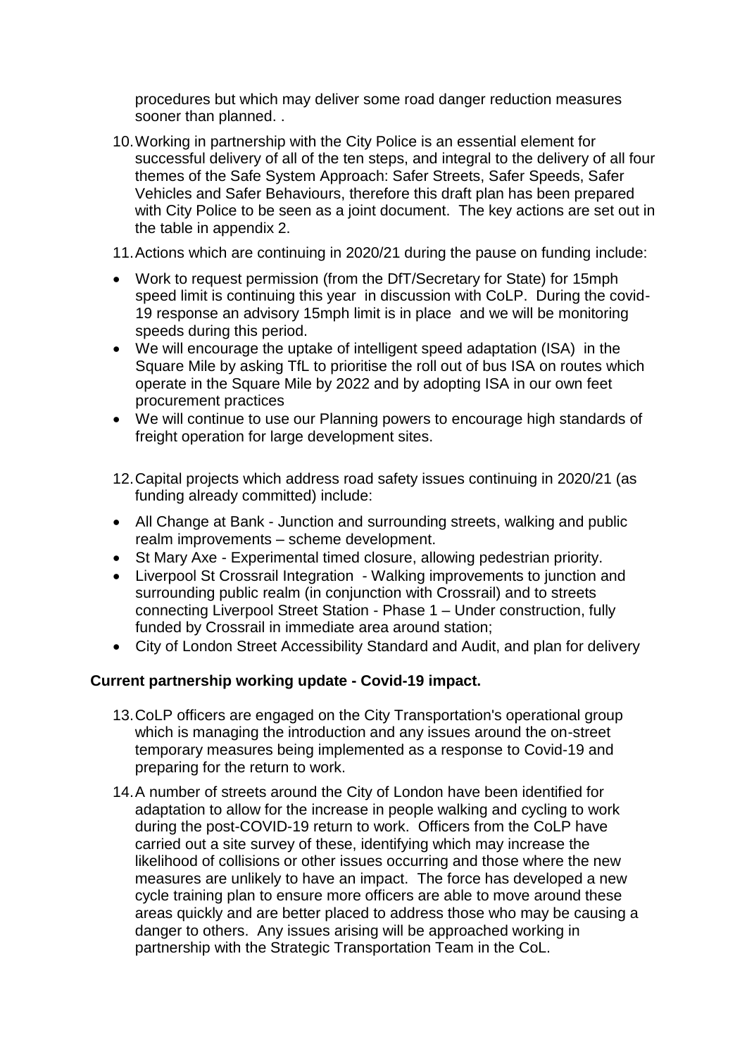procedures but which may deliver some road danger reduction measures sooner than planned. .

10. Working in partnership with the City Police is an essential element for successful delivery of all of the ten steps, and integral to the delivery of all four themes of the Safe System Approach: Safer Streets, Safer Speeds, Safer Vehicles and Safer Behaviours, therefore this draft plan has been prepared with City Police to be seen as a joint document. The key actions are set out in the table in appendix 2.

11. Actions which are continuing in 2020/21 during the pause on funding include:

- Work to request permission (from the DfT/Secretary for State) for 15mph speed limit is continuing this year in discussion with CoLP. During the covid-19 response an advisory 15mph limit is in place and we will be monitoring speeds during this period.
- We will encourage the uptake of intelligent speed adaptation (ISA) in the Square Mile by asking TfL to prioritise the roll out of bus ISA on routes which operate in the Square Mile by 2022 and by adopting ISA in our own feet procurement practices
- We will continue to use our Planning powers to encourage high standards of freight operation for large development sites.

12. Capital projects which address road safety issues continuing in 2020/21 (as funding already committed) include:

- All Change at Bank - Junction and surrounding streets, walking and public realm improvements – scheme development.
- St Mary Axe - Experimental timed closure, allowing pedestrian priority.
- Liverpool St Crossrail Integration - Walking improvements to junction and surrounding public realm (in conjunction with Crossrail) and to streets connecting Liverpool Street Station - Phase 1 – Under construction, fully funded by Crossrail in immediate area around station;
- City of London Street Accessibility Standard and Audit, and plan for delivery

**Current partnership working update - Covid-19 impact.**

13. CoLP officers are engaged on the City Transportation's operational group which is managing the introduction and any issues around the on-street temporary measures being implemented as a response to Covid-19 and preparing for the return to work.

14. A number of streets around the City of London have been identified for adaptation to allow for the increase in people walking and cycling to work during the post-COVID-19 return to work. Officers from the CoLP have carried out a site survey of these, identifying which may increase the likelihood of collisions or other issues occurring and those where the new measures are unlikely to have an impact. The force has developed a new cycle training plan to ensure more officers are able to move around these areas quickly and are better placed to address those who may be causing a danger to others. Any issues arising will be approached working in partnership with the Strategic Transportation Team in the CoL.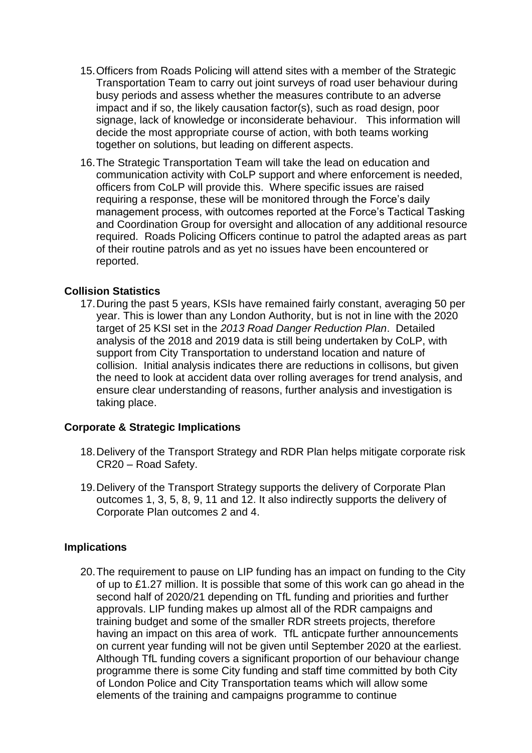15. Officers from Roads Policing will attend sites with a member of the Strategic Transportation Team to carry out joint surveys of road user behaviour during busy periods and assess whether the measures contribute to an adverse impact and if so, the likely causation factor(s), such as road design, poor signage, lack of knowledge or inconsiderate behaviour. This information will decide the most appropriate course of action, with both teams working together on solutions, but leading on different aspects.

16. The Strategic Transportation Team will take the lead on education and communication activity with CoLP support and where enforcement is needed, officers from CoLP will provide this. Where specific issues are raised requiring a response, these will be monitored through the Force's daily management process, with outcomes reported at the Force's Tactical Tasking and Coordination Group for oversight and allocation of any additional resource required. Roads Policing Officers continue to patrol the adapted areas as part of their routine patrols and as yet no issues have been encountered or reported.

**Collision Statistics**

17. During the past 5 years, KSIs have remained fairly constant, averaging 50 per year. This is lower than any London Authority, but is not in line with the 2020 target of 25 KSI set in the *2013 Road Danger Reduction Plan*. Detailed analysis of the 2018 and 2019 data is still being undertaken by CoLP, with support from City Transportation to understand location and nature of collision. Initial analysis indicates there are reductions in collisons, but given the need to look at accident data over rolling averages for trend analysis, and ensure clear understanding of reasons, further analysis and investigation is taking place.

**Corporate & Strategic Implications**

18. Delivery of the Transport Strategy and RDR Plan helps mitigate corporate risk CR20 – Road Safety.

19. Delivery of the Transport Strategy supports the delivery of Corporate Plan outcomes 1, 3, 5, 8, 9, 11 and 12. It also indirectly supports the delivery of Corporate Plan outcomes 2 and 4.

**Implications**

20. The requirement to pause on LIP funding has an impact on funding to the City of up to £1.27 million. It is possible that some of this work can go ahead in the second half of 2020/21 depending on TfL funding and priorities and further approvals. LIP funding makes up almost all of the RDR campaigns and training budget and some of the smaller RDR streets projects, therefore having an impact on this area of work. TfL anticpate further announcements on current year funding will not be given until September 2020 at the earliest. Although TfL funding covers a significant proportion of our behaviour change programme there is some City funding and staff time committed by both City of London Police and City Transportation teams which will allow some elements of the training and campaigns programme to continue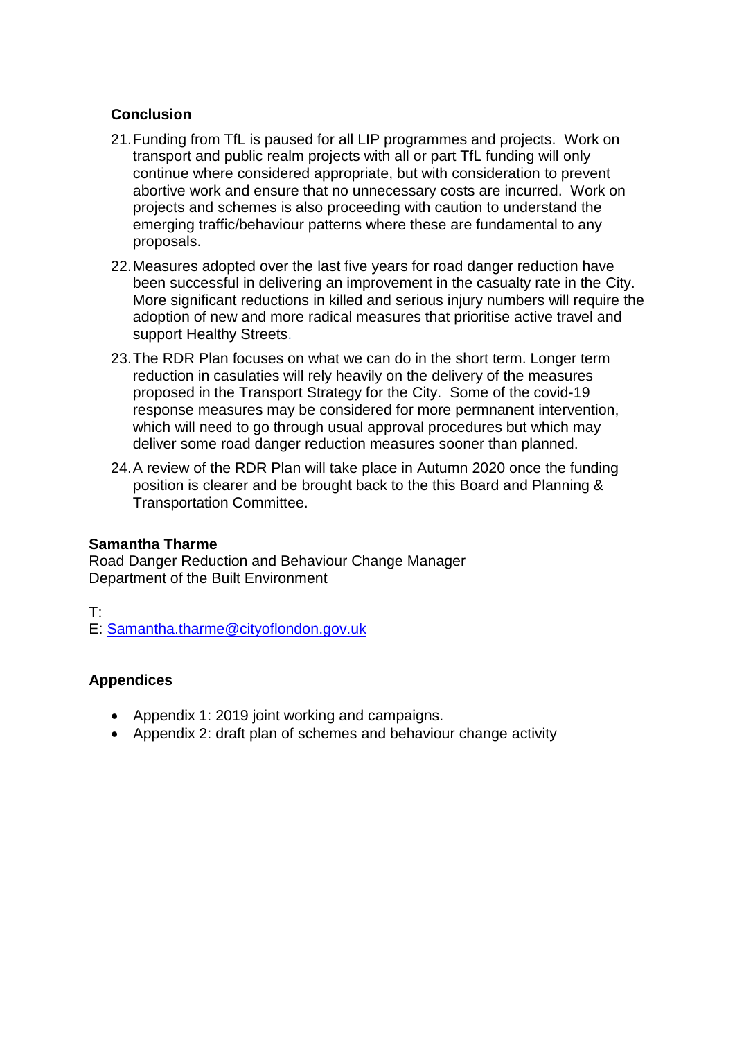**Conclusion**

21. Funding from TfL is paused for all LIP programmes and projects. Work on transport and public realm projects with all or part TfL funding will only continue where considered appropriate, but with consideration to prevent abortive work and ensure that no unnecessary costs are incurred. Work on projects and schemes is also proceeding with caution to understand the emerging traffic/behaviour patterns where these are fundamental to any proposals.

22. Measures adopted over the last five years for road danger reduction have been successful in delivering an improvement in the casualty rate in the City. More significant reductions in killed and serious injury numbers will require the adoption of new and more radical measures that prioritise active travel and support Healthy Streets.

23. The RDR Plan focuses on what we can do in the short term. Longer term reduction in casulaties will rely heavily on the delivery of the measures proposed in the Transport Strategy for the City. Some of the covid-19 response measures may be considered for more permnanent intervention, which will need to go through usual approval procedures but which may deliver some road danger reduction measures sooner than planned.

24. A review of the RDR Plan will take place in Autumn 2020 once the funding position is clearer and be brought back to the this Board and Planning & Transportation Committee.

**Samantha Tharme**
Road Danger Reduction and Behaviour Change Manager
Department of the Built Environment

T:
E: Samantha.tharme@cityoflondon.gov.uk

**Appendices**

- Appendix 1: 2019 joint working and campaigns.
- Appendix 2: draft plan of schemes and behaviour change activity